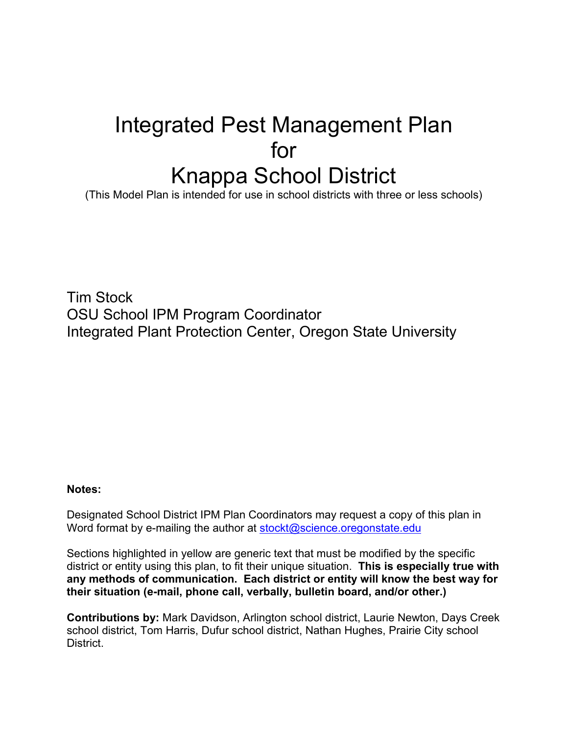# Integrated Pest Management Plan for Knappa School District

(This Model Plan is intended for use in school districts with three or less schools)

Tim Stock
OSU School IPM Program Coordinator
Integrated Plant Protection Center, Oregon State University

**Notes:**

Designated School District IPM Plan Coordinators may request a copy of this plan in Word format by e-mailing the author at stockt@science.oregonstate.edu

Sections highlighted in yellow are generic text that must be modified by the specific district or entity using this plan, to fit their unique situation. **This is especially true with any methods of communication. Each district or entity will know the best way for their situation (e-mail, phone call, verbally, bulletin board, and/or other.)**

**Contributions by:** Mark Davidson, Arlington school district, Laurie Newton, Days Creek school district, Tom Harris, Dufur school district, Nathan Hughes, Prairie City school District.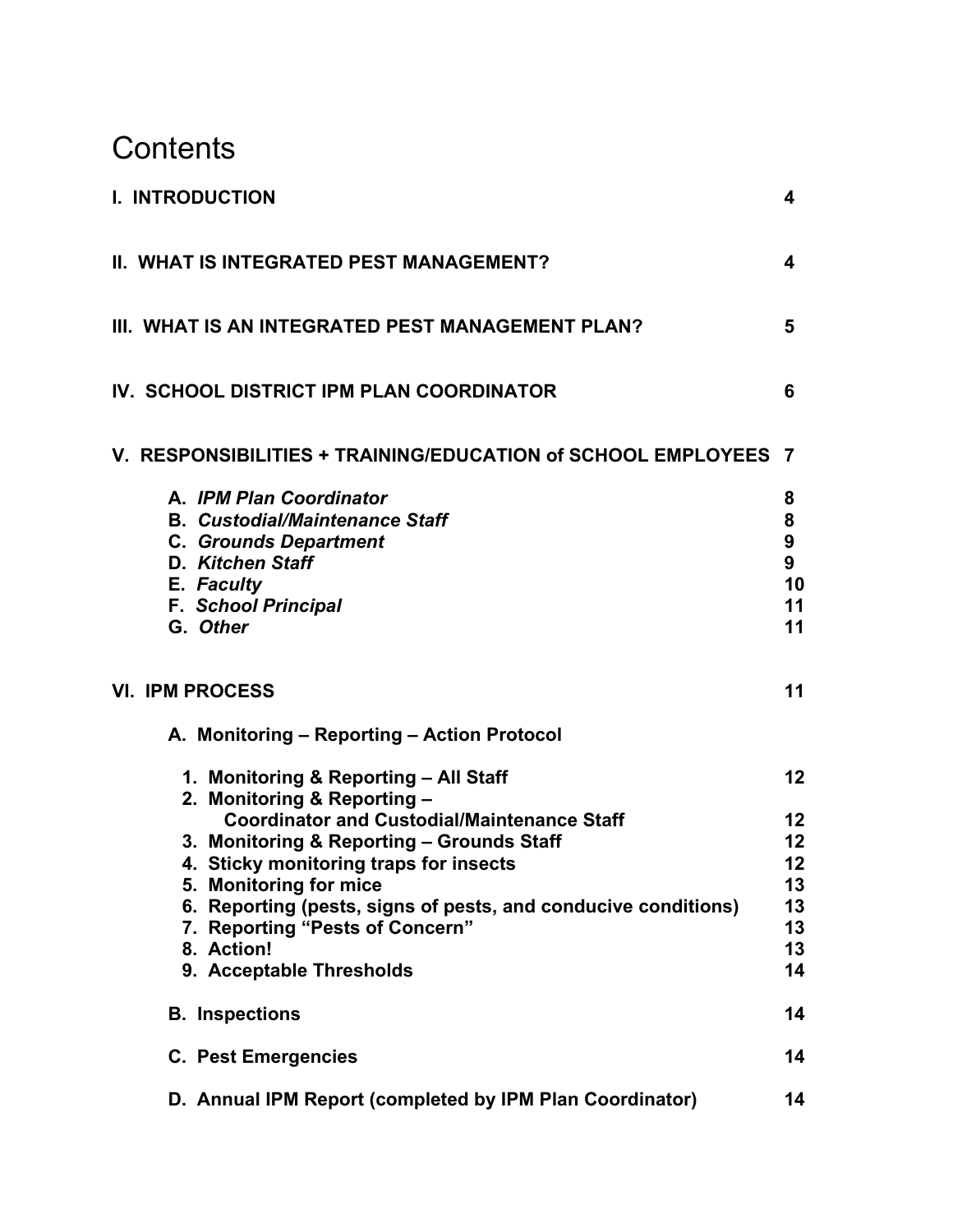# Contents

| | |
|---|---|
| **I. INTRODUCTION** | **4** |
| **II. WHAT IS INTEGRATED PEST MANAGEMENT?** | **4** |
| **III. WHAT IS AN INTEGRATED PEST MANAGEMENT PLAN?** | **5** |
| **IV. SCHOOL DISTRICT IPM PLAN COORDINATOR** | **6** |
| **V. RESPONSIBILITIES + TRAINING/EDUCATION of SCHOOL EMPLOYEES** | **7** |
| **A. *IPM Plan Coordinator*** | **8** |
| **B. *Custodial/Maintenance Staff*** | **8** |
| **C. *Grounds Department*** | **9** |
| **D. *Kitchen Staff*** | **9** |
| **E. *Faculty*** | **10** |
| **F. *School Principal*** | **11** |
| **G. *Other*** | **11** |
| **VI. IPM PROCESS** | **11** |
| **A. Monitoring – Reporting – Action Protocol** | |
| **1. Monitoring & Reporting – All Staff** | **12** |
| **2. Monitoring & Reporting – Coordinator and Custodial/Maintenance Staff** | **12** |
| **3. Monitoring & Reporting – Grounds Staff** | **12** |
| **4. Sticky monitoring traps for insects** | **12** |
| **5. Monitoring for mice** | **13** |
| **6. Reporting (pests, signs of pests, and conducive conditions)** | **13** |
| **7. Reporting "Pests of Concern"** | **13** |
| **8. Action!** | **13** |
| **9. Acceptable Thresholds** | **14** |
| **B. Inspections** | **14** |
| **C. Pest Emergencies** | **14** |
| **D. Annual IPM Report (completed by IPM Plan Coordinator)** | **14** |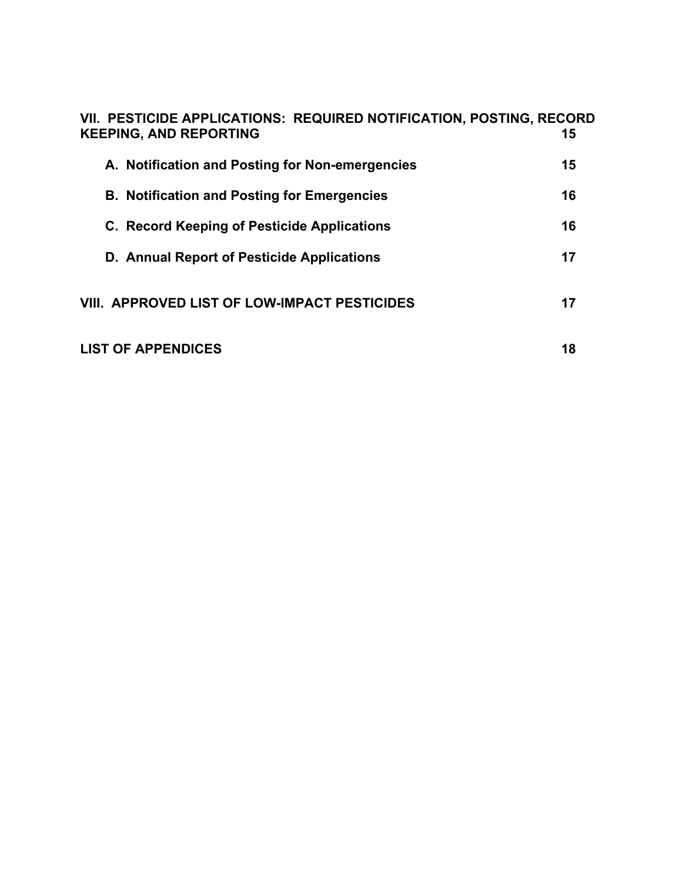**VII. PESTICIDE APPLICATIONS: REQUIRED NOTIFICATION, POSTING, RECORD KEEPING, AND REPORTING** **15**

**A. Notification and Posting for Non-emergencies** **15**

**B. Notification and Posting for Emergencies** **16**

**C. Record Keeping of Pesticide Applications** **16**

**D. Annual Report of Pesticide Applications** **17**

**VIII. APPROVED LIST OF LOW-IMPACT PESTICIDES** **17**

**LIST OF APPENDICES** **18**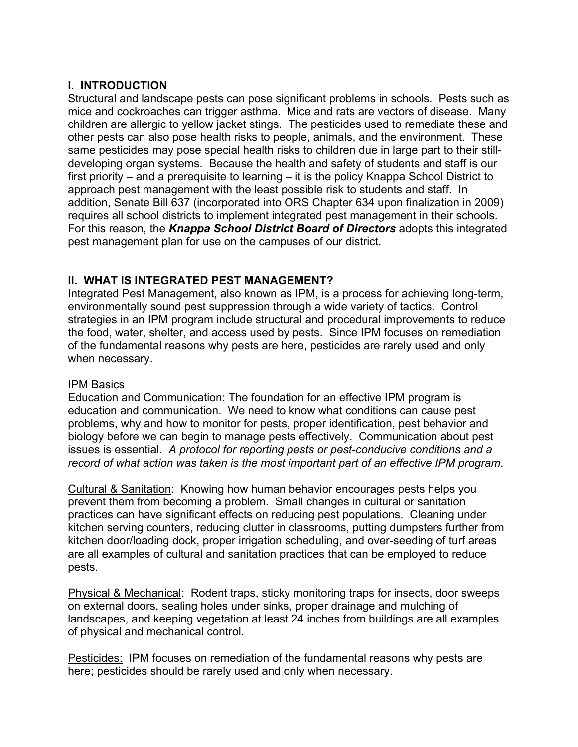## I. INTRODUCTION

Structural and landscape pests can pose significant problems in schools. Pests such as mice and cockroaches can trigger asthma. Mice and rats are vectors of disease. Many children are allergic to yellow jacket stings. The pesticides used to remediate these and other pests can also pose health risks to people, animals, and the environment. These same pesticides may pose special health risks to children due in large part to their still-developing organ systems. Because the health and safety of students and staff is our first priority – and a prerequisite to learning – it is the policy Knappa School District to approach pest management with the least possible risk to students and staff. In addition, Senate Bill 637 (incorporated into ORS Chapter 634 upon finalization in 2009) requires all school districts to implement integrated pest management in their schools. For this reason, the ***Knappa School District Board of Directors*** adopts this integrated pest management plan for use on the campuses of our district.

## II. WHAT IS INTEGRATED PEST MANAGEMENT?

Integrated Pest Management, also known as IPM, is a process for achieving long-term, environmentally sound pest suppression through a wide variety of tactics. Control strategies in an IPM program include structural and procedural improvements to reduce the food, water, shelter, and access used by pests. Since IPM focuses on remediation of the fundamental reasons why pests are here, pesticides are rarely used and only when necessary.

IPM Basics

<u>Education and Communication</u>: The foundation for an effective IPM program is education and communication. We need to know what conditions can cause pest problems, why and how to monitor for pests, proper identification, pest behavior and biology before we can begin to manage pests effectively. Communication about pest issues is essential. *A protocol for reporting pests or pest-conducive conditions and a record of what action was taken is the most important part of an effective IPM program*.

<u>Cultural & Sanitation</u>: Knowing how human behavior encourages pests helps you prevent them from becoming a problem. Small changes in cultural or sanitation practices can have significant effects on reducing pest populations. Cleaning under kitchen serving counters, reducing clutter in classrooms, putting dumpsters further from kitchen door/loading dock, proper irrigation scheduling, and over-seeding of turf areas are all examples of cultural and sanitation practices that can be employed to reduce pests.

<u>Physical & Mechanical</u>: Rodent traps, sticky monitoring traps for insects, door sweeps on external doors, sealing holes under sinks, proper drainage and mulching of landscapes, and keeping vegetation at least 24 inches from buildings are all examples of physical and mechanical control.

<u>Pesticides:</u> IPM focuses on remediation of the fundamental reasons why pests are here; pesticides should be rarely used and only when necessary.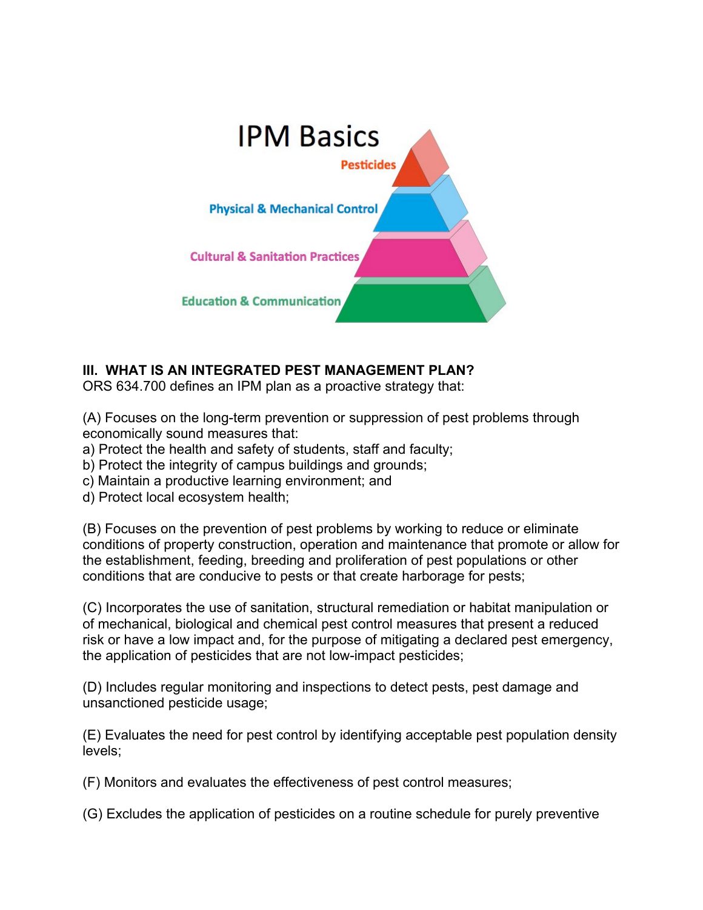IPM Basics

Pesticides

Physical & Mechanical Control

Cultural & Sanitation Practices

Education & Communication

**III. WHAT IS AN INTEGRATED PEST MANAGEMENT PLAN?**

ORS 634.700 defines an IPM plan as a proactive strategy that:

(A) Focuses on the long-term prevention or suppression of pest problems through economically sound measures that:
a) Protect the health and safety of students, staff and faculty;
b) Protect the integrity of campus buildings and grounds;
c) Maintain a productive learning environment; and
d) Protect local ecosystem health;

(B) Focuses on the prevention of pest problems by working to reduce or eliminate conditions of property construction, operation and maintenance that promote or allow for the establishment, feeding, breeding and proliferation of pest populations or other conditions that are conducive to pests or that create harborage for pests;

(C) Incorporates the use of sanitation, structural remediation or habitat manipulation or of mechanical, biological and chemical pest control measures that present a reduced risk or have a low impact and, for the purpose of mitigating a declared pest emergency, the application of pesticides that are not low-impact pesticides;

(D) Includes regular monitoring and inspections to detect pests, pest damage and unsanctioned pesticide usage;

(E) Evaluates the need for pest control by identifying acceptable pest population density levels;

(F) Monitors and evaluates the effectiveness of pest control measures;

(G) Excludes the application of pesticides on a routine schedule for purely preventive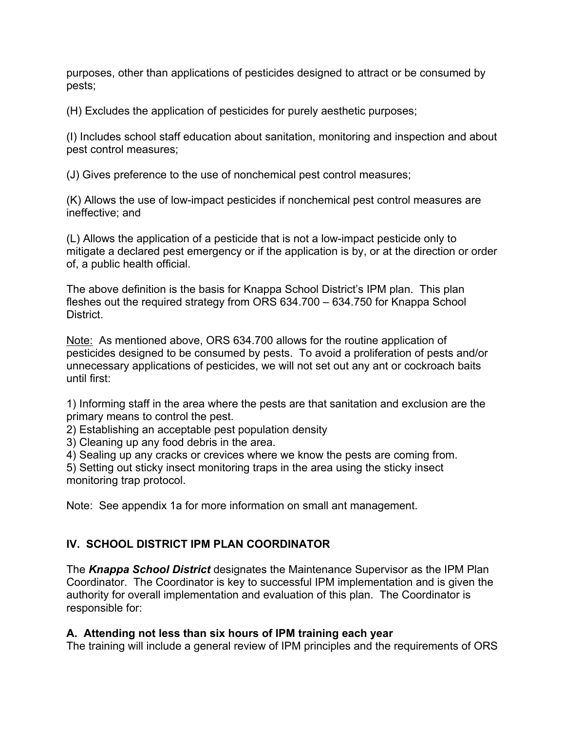purposes, other than applications of pesticides designed to attract or be consumed by pests;

(H) Excludes the application of pesticides for purely aesthetic purposes;

(I) Includes school staff education about sanitation, monitoring and inspection and about pest control measures;

(J) Gives preference to the use of nonchemical pest control measures;

(K) Allows the use of low-impact pesticides if nonchemical pest control measures are ineffective; and

(L) Allows the application of a pesticide that is not a low-impact pesticide only to mitigate a declared pest emergency or if the application is by, or at the direction or order of, a public health official.

The above definition is the basis for Knappa School District's IPM plan. This plan fleshes out the required strategy from ORS 634.700 – 634.750 for Knappa School District.

<u>Note:</u> As mentioned above, ORS 634.700 allows for the routine application of pesticides designed to be consumed by pests. To avoid a proliferation of pests and/or unnecessary applications of pesticides, we will not set out any ant or cockroach baits until first:

1) Informing staff in the area where the pests are that sanitation and exclusion are the primary means to control the pest.
2) Establishing an acceptable pest population density
3) Cleaning up any food debris in the area.
4) Sealing up any cracks or crevices where we know the pests are coming from.
5) Setting out sticky insect monitoring traps in the area using the sticky insect monitoring trap protocol.

Note: See appendix 1a for more information on small ant management.

## IV. SCHOOL DISTRICT IPM PLAN COORDINATOR

The ***Knappa School District*** designates the Maintenance Supervisor as the IPM Plan Coordinator. The Coordinator is key to successful IPM implementation and is given the authority for overall implementation and evaluation of this plan. The Coordinator is responsible for:

### A. Attending not less than six hours of IPM training each year

The training will include a general review of IPM principles and the requirements of ORS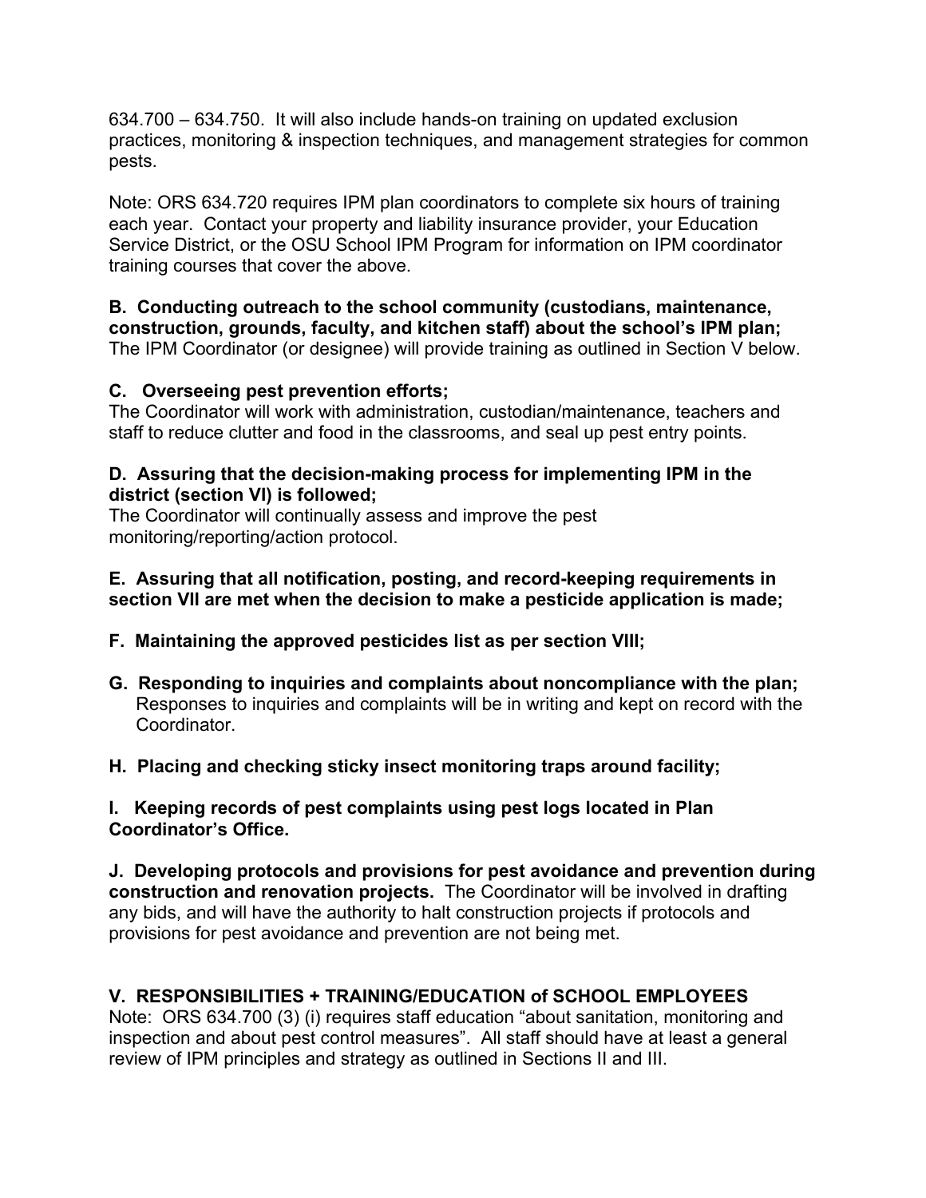634.700 – 634.750. It will also include hands-on training on updated exclusion practices, monitoring & inspection techniques, and management strategies for common pests.

Note: ORS 634.720 requires IPM plan coordinators to complete six hours of training each year. Contact your property and liability insurance provider, your Education Service District, or the OSU School IPM Program for information on IPM coordinator training courses that cover the above.

**B. Conducting outreach to the school community (custodians, maintenance, construction, grounds, faculty, and kitchen staff) about the school's IPM plan;**
The IPM Coordinator (or designee) will provide training as outlined in Section V below.

**C. Overseeing pest prevention efforts;**
The Coordinator will work with administration, custodian/maintenance, teachers and staff to reduce clutter and food in the classrooms, and seal up pest entry points.

**D. Assuring that the decision-making process for implementing IPM in the district (section VI) is followed;**
The Coordinator will continually assess and improve the pest monitoring/reporting/action protocol.

**E. Assuring that all notification, posting, and record-keeping requirements in section VII are met when the decision to make a pesticide application is made;**

**F. Maintaining the approved pesticides list as per section VIII;**

**G. Responding to inquiries and complaints about noncompliance with the plan;**
Responses to inquiries and complaints will be in writing and kept on record with the Coordinator.

**H. Placing and checking sticky insect monitoring traps around facility;**

**I. Keeping records of pest complaints using pest logs located in Plan Coordinator's Office.**

**J. Developing protocols and provisions for pest avoidance and prevention during construction and renovation projects.** The Coordinator will be involved in drafting any bids, and will have the authority to halt construction projects if protocols and provisions for pest avoidance and prevention are not being met.

## V. RESPONSIBILITIES + TRAINING/EDUCATION of SCHOOL EMPLOYEES

Note: ORS 634.700 (3) (i) requires staff education "about sanitation, monitoring and inspection and about pest control measures". All staff should have at least a general review of IPM principles and strategy as outlined in Sections II and III.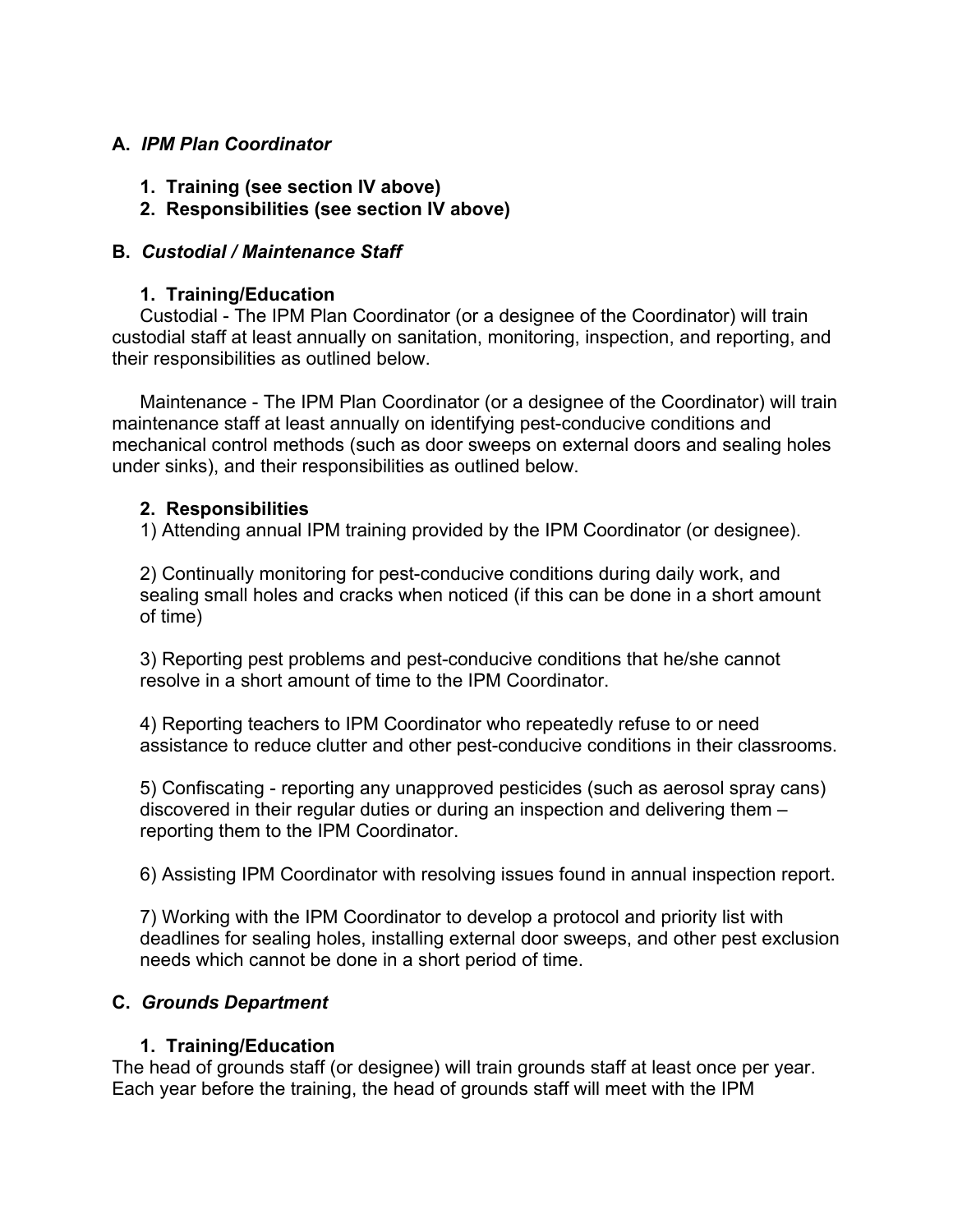**A.** ***IPM Plan Coordinator***

1. **Training (see section IV above)**
2. **Responsibilities (see section IV above)**

**B.** ***Custodial / Maintenance Staff***

**1. Training/Education**

Custodial - The IPM Plan Coordinator (or a designee of the Coordinator) will train custodial staff at least annually on sanitation, monitoring, inspection, and reporting, and their responsibilities as outlined below.

Maintenance - The IPM Plan Coordinator (or a designee of the Coordinator) will train maintenance staff at least annually on identifying pest-conducive conditions and mechanical control methods (such as door sweeps on external doors and sealing holes under sinks), and their responsibilities as outlined below.

**2. Responsibilities**

1) Attending annual IPM training provided by the IPM Coordinator (or designee).

2) Continually monitoring for pest-conducive conditions during daily work, and sealing small holes and cracks when noticed (if this can be done in a short amount of time)

3) Reporting pest problems and pest-conducive conditions that he/she cannot resolve in a short amount of time to the IPM Coordinator.

4) Reporting teachers to IPM Coordinator who repeatedly refuse to or need assistance to reduce clutter and other pest-conducive conditions in their classrooms.

5) Confiscating - reporting any unapproved pesticides (such as aerosol spray cans) discovered in their regular duties or during an inspection and delivering them – reporting them to the IPM Coordinator.

6) Assisting IPM Coordinator with resolving issues found in annual inspection report.

7) Working with the IPM Coordinator to develop a protocol and priority list with deadlines for sealing holes, installing external door sweeps, and other pest exclusion needs which cannot be done in a short period of time.

**C.** ***Grounds Department***

**1. Training/Education**

The head of grounds staff (or designee) will train grounds staff at least once per year. Each year before the training, the head of grounds staff will meet with the IPM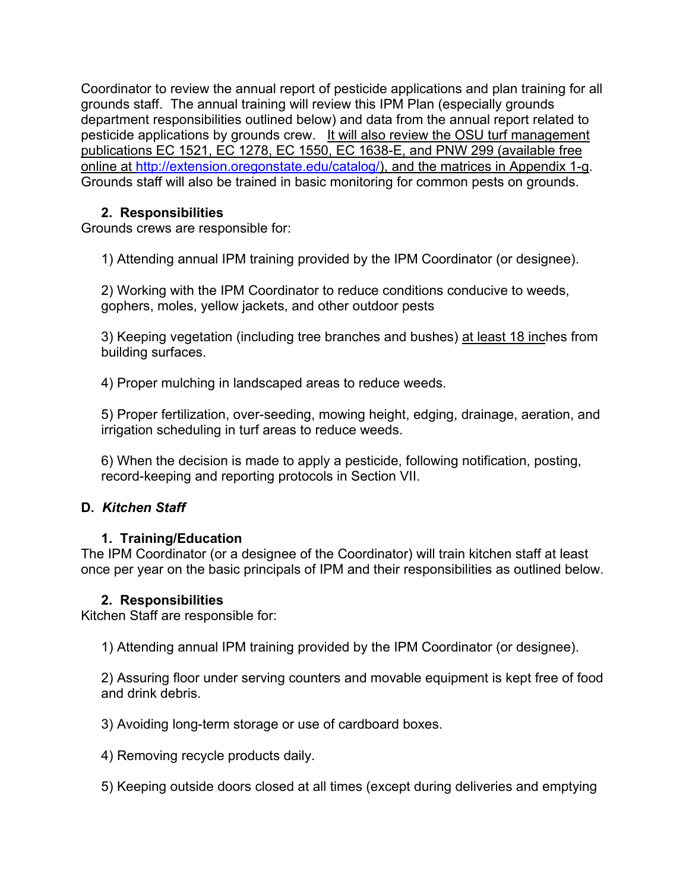Coordinator to review the annual report of pesticide applications and plan training for all grounds staff. The annual training will review this IPM Plan (especially grounds department responsibilities outlined below) and data from the annual report related to pesticide applications by grounds crew. It will also review the OSU turf management publications EC 1521, EC 1278, EC 1550, EC 1638-E, and PNW 299 (available free online at http://extension.oregonstate.edu/catalog/), and the matrices in Appendix 1-g. Grounds staff will also be trained in basic monitoring for common pests on grounds.

### 2. Responsibilities

Grounds crews are responsible for:

1) Attending annual IPM training provided by the IPM Coordinator (or designee).

2) Working with the IPM Coordinator to reduce conditions conducive to weeds, gophers, moles, yellow jackets, and other outdoor pests

3) Keeping vegetation (including tree branches and bushes) at least 18 inches from building surfaces.

4) Proper mulching in landscaped areas to reduce weeds.

5) Proper fertilization, over-seeding, mowing height, edging, drainage, aeration, and irrigation scheduling in turf areas to reduce weeds.

6) When the decision is made to apply a pesticide, following notification, posting, record-keeping and reporting protocols in Section VII.

## D. *Kitchen Staff*

### 1. Training/Education

The IPM Coordinator (or a designee of the Coordinator) will train kitchen staff at least once per year on the basic principals of IPM and their responsibilities as outlined below.

### 2. Responsibilities

Kitchen Staff are responsible for:

1) Attending annual IPM training provided by the IPM Coordinator (or designee).

2) Assuring floor under serving counters and movable equipment is kept free of food and drink debris.

3) Avoiding long-term storage or use of cardboard boxes.

4) Removing recycle products daily.

5) Keeping outside doors closed at all times (except during deliveries and emptying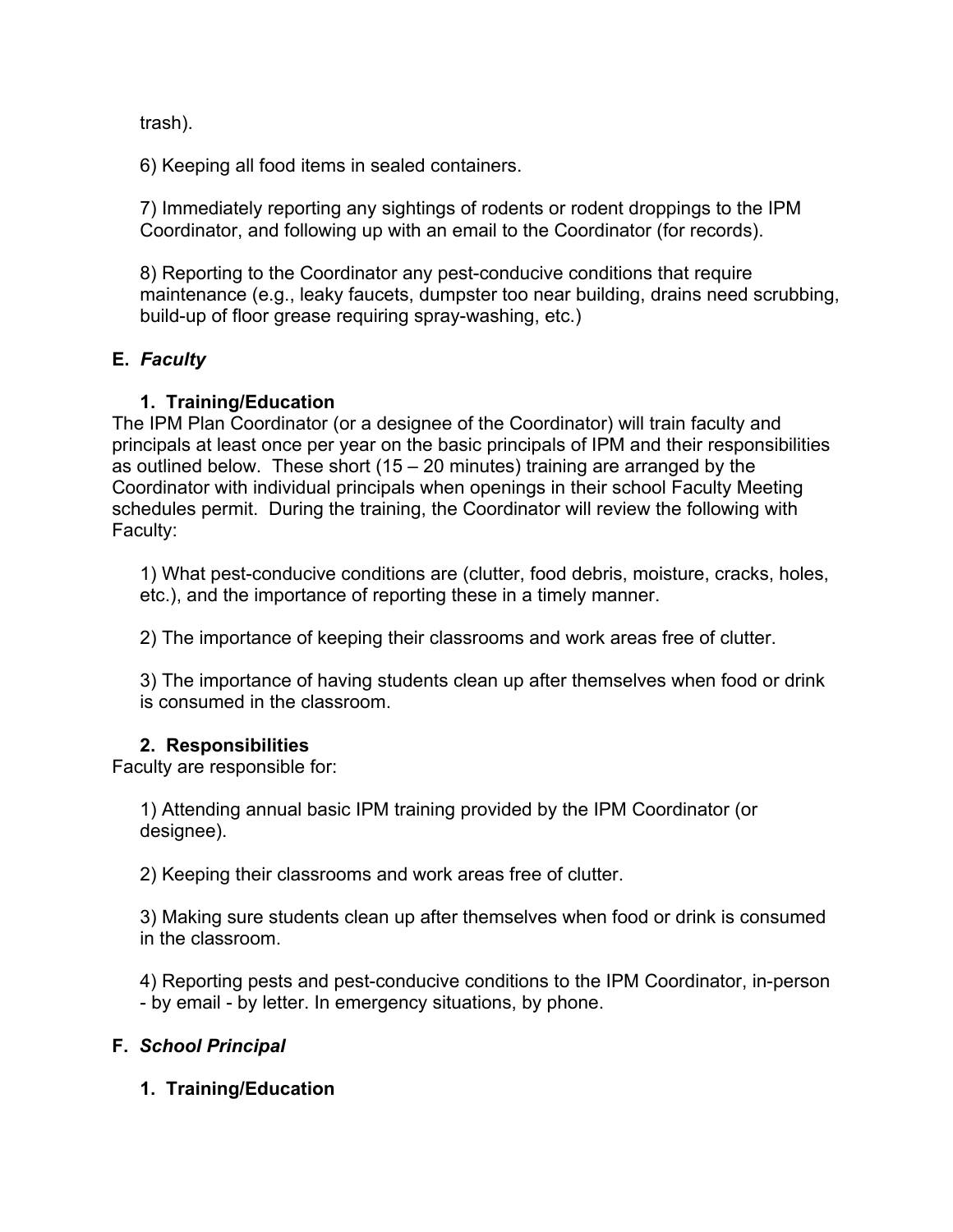trash).

6) Keeping all food items in sealed containers.

7) Immediately reporting any sightings of rodents or rodent droppings to the IPM Coordinator, and following up with an email to the Coordinator (for records).

8) Reporting to the Coordinator any pest-conducive conditions that require maintenance (e.g., leaky faucets, dumpster too near building, drains need scrubbing, build-up of floor grease requiring spray-washing, etc.)

### E. *Faculty*

#### 1. Training/Education

The IPM Plan Coordinator (or a designee of the Coordinator) will train faculty and principals at least once per year on the basic principals of IPM and their responsibilities as outlined below. These short (15 – 20 minutes) training are arranged by the Coordinator with individual principals when openings in their school Faculty Meeting schedules permit. During the training, the Coordinator will review the following with Faculty:

1) What pest-conducive conditions are (clutter, food debris, moisture, cracks, holes, etc.), and the importance of reporting these in a timely manner.

2) The importance of keeping their classrooms and work areas free of clutter.

3) The importance of having students clean up after themselves when food or drink is consumed in the classroom.

#### 2. Responsibilities

Faculty are responsible for:

1) Attending annual basic IPM training provided by the IPM Coordinator (or designee).

2) Keeping their classrooms and work areas free of clutter.

3) Making sure students clean up after themselves when food or drink is consumed in the classroom.

4) Reporting pests and pest-conducive conditions to the IPM Coordinator, in-person - by email - by letter. In emergency situations, by phone.

### F. *School Principal*

#### 1. Training/Education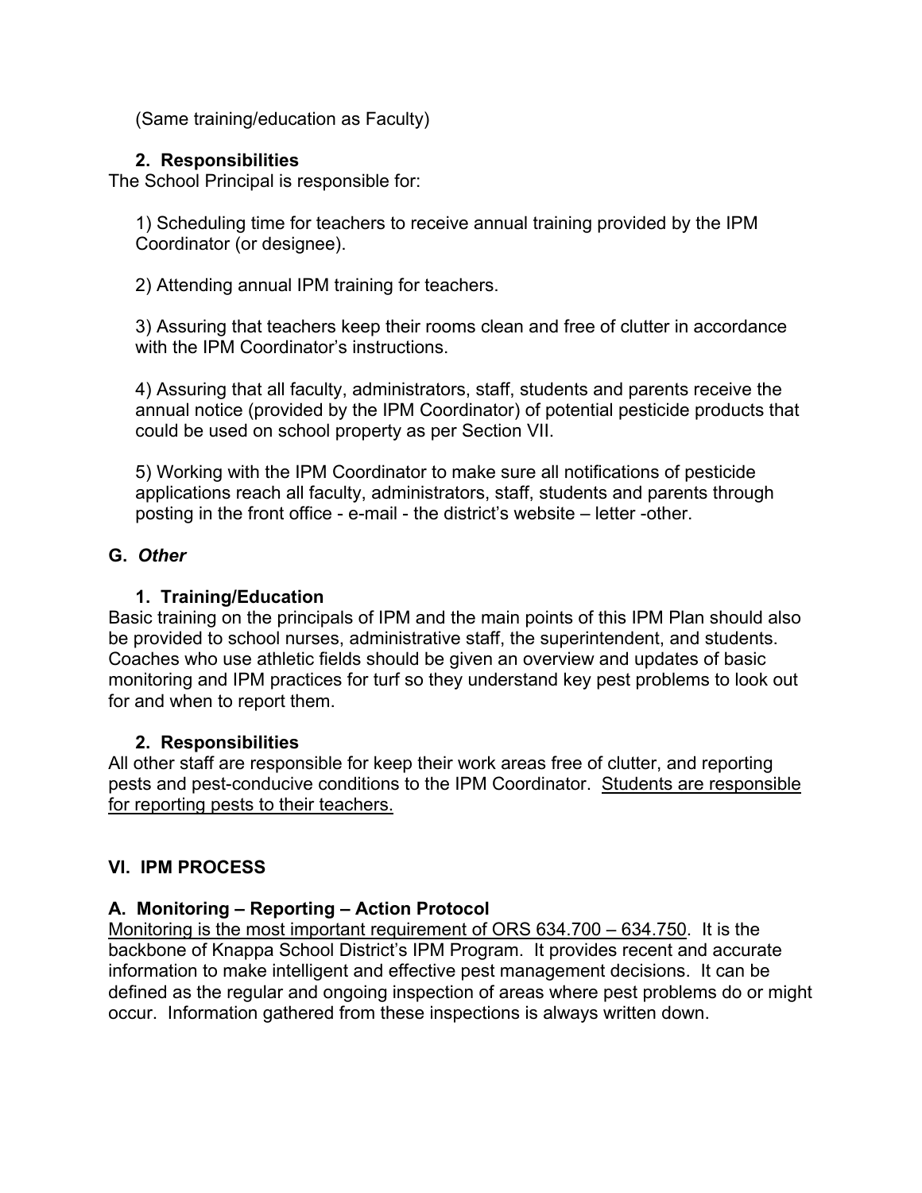(Same training/education as Faculty)

#### 2. Responsibilities

The School Principal is responsible for:

1) Scheduling time for teachers to receive annual training provided by the IPM Coordinator (or designee).

2) Attending annual IPM training for teachers.

3) Assuring that teachers keep their rooms clean and free of clutter in accordance with the IPM Coordinator's instructions.

4) Assuring that all faculty, administrators, staff, students and parents receive the annual notice (provided by the IPM Coordinator) of potential pesticide products that could be used on school property as per Section VII.

5) Working with the IPM Coordinator to make sure all notifications of pesticide applications reach all faculty, administrators, staff, students and parents through posting in the front office - e-mail - the district's website – letter -other.

### G. *Other*

#### 1. Training/Education

Basic training on the principals of IPM and the main points of this IPM Plan should also be provided to school nurses, administrative staff, the superintendent, and students. Coaches who use athletic fields should be given an overview and updates of basic monitoring and IPM practices for turf so they understand key pest problems to look out for and when to report them.

#### 2. Responsibilities

All other staff are responsible for keep their work areas free of clutter, and reporting pests and pest-conducive conditions to the IPM Coordinator. <u>Students are responsible for reporting pests to their teachers.</u>

## VI. IPM PROCESS

### A. Monitoring – Reporting – Action Protocol

<u>Monitoring is the most important requirement of ORS 634.700 – 634.750</u>. It is the backbone of Knappa School District's IPM Program. It provides recent and accurate information to make intelligent and effective pest management decisions. It can be defined as the regular and ongoing inspection of areas where pest problems do or might occur. Information gathered from these inspections is always written down.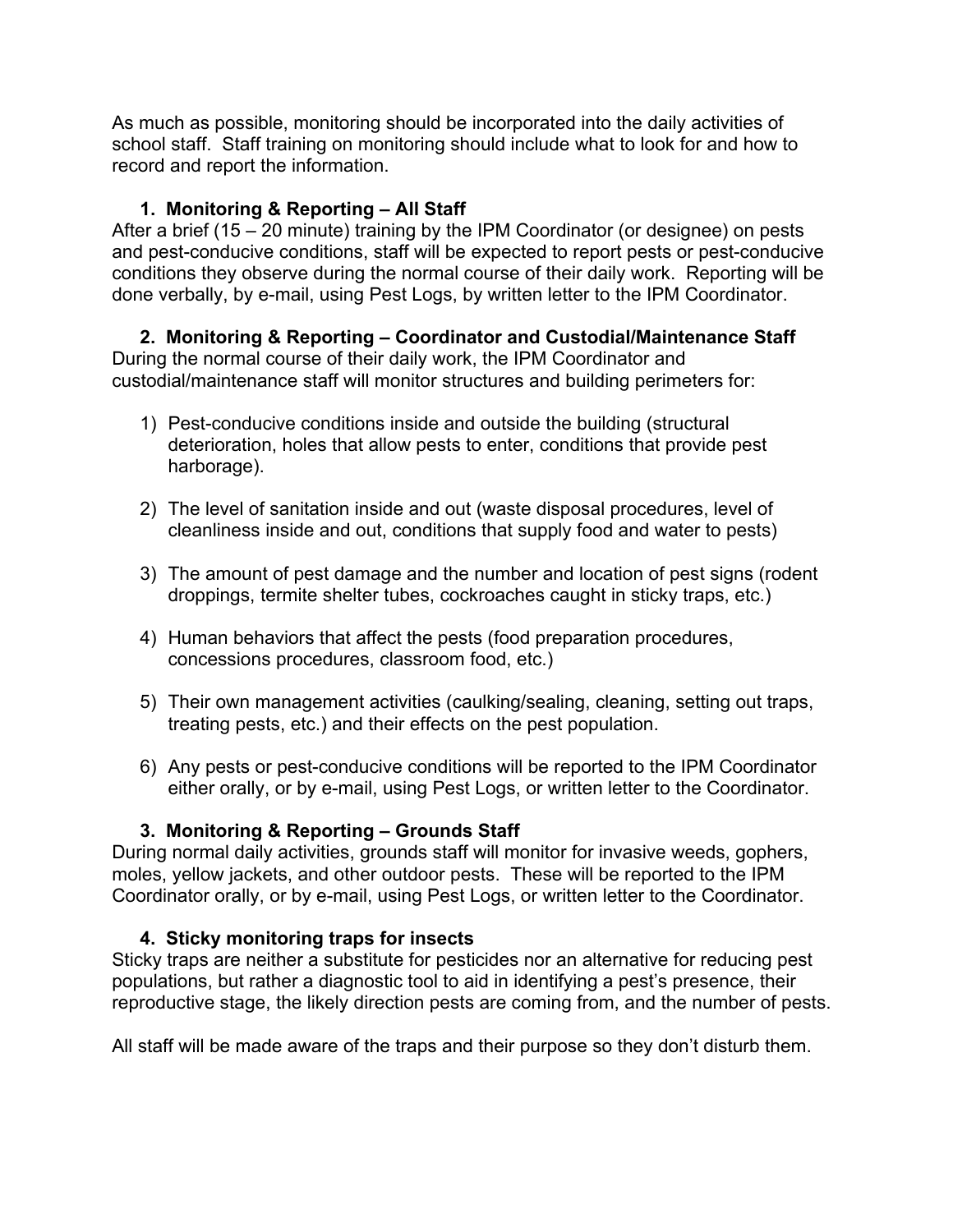As much as possible, monitoring should be incorporated into the daily activities of school staff. Staff training on monitoring should include what to look for and how to record and report the information.

### 1. Monitoring & Reporting – All Staff

After a brief (15 – 20 minute) training by the IPM Coordinator (or designee) on pests and pest-conducive conditions, staff will be expected to report pests or pest-conducive conditions they observe during the normal course of their daily work. Reporting will be done verbally, by e-mail, using Pest Logs, by written letter to the IPM Coordinator.

### 2. Monitoring & Reporting – Coordinator and Custodial/Maintenance Staff

During the normal course of their daily work, the IPM Coordinator and custodial/maintenance staff will monitor structures and building perimeters for:

1) Pest-conducive conditions inside and outside the building (structural deterioration, holes that allow pests to enter, conditions that provide pest harborage).

2) The level of sanitation inside and out (waste disposal procedures, level of cleanliness inside and out, conditions that supply food and water to pests)

3) The amount of pest damage and the number and location of pest signs (rodent droppings, termite shelter tubes, cockroaches caught in sticky traps, etc.)

4) Human behaviors that affect the pests (food preparation procedures, concessions procedures, classroom food, etc.)

5) Their own management activities (caulking/sealing, cleaning, setting out traps, treating pests, etc.) and their effects on the pest population.

6) Any pests or pest-conducive conditions will be reported to the IPM Coordinator either orally, or by e-mail, using Pest Logs, or written letter to the Coordinator.

### 3. Monitoring & Reporting – Grounds Staff

During normal daily activities, grounds staff will monitor for invasive weeds, gophers, moles, yellow jackets, and other outdoor pests. These will be reported to the IPM Coordinator orally, or by e-mail, using Pest Logs, or written letter to the Coordinator.

### 4. Sticky monitoring traps for insects

Sticky traps are neither a substitute for pesticides nor an alternative for reducing pest populations, but rather a diagnostic tool to aid in identifying a pest's presence, their reproductive stage, the likely direction pests are coming from, and the number of pests.

All staff will be made aware of the traps and their purpose so they don't disturb them.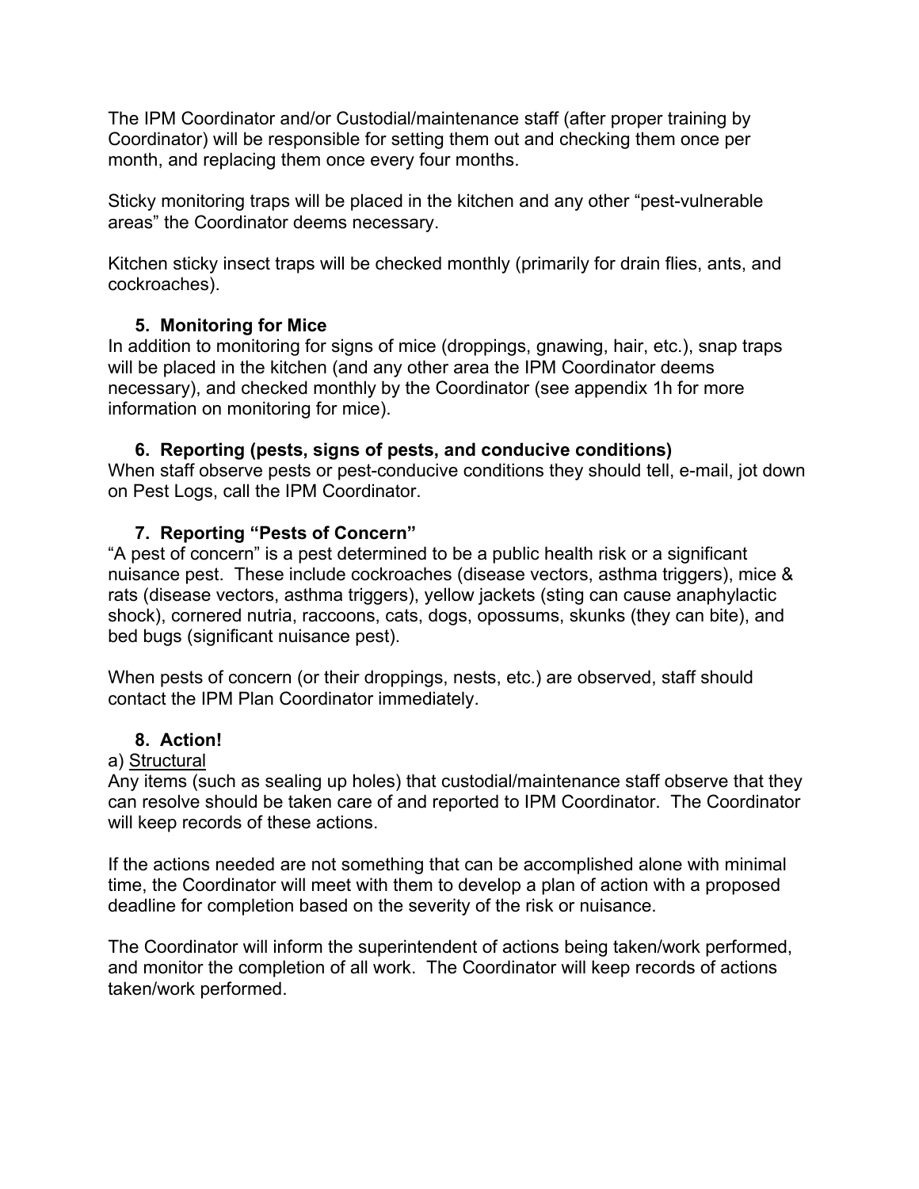The IPM Coordinator and/or Custodial/maintenance staff (after proper training by Coordinator) will be responsible for setting them out and checking them once per month, and replacing them once every four months.

Sticky monitoring traps will be placed in the kitchen and any other "pest-vulnerable areas" the Coordinator deems necessary.

Kitchen sticky insect traps will be checked monthly (primarily for drain flies, ants, and cockroaches).

### 5. Monitoring for Mice

In addition to monitoring for signs of mice (droppings, gnawing, hair, etc.), snap traps will be placed in the kitchen (and any other area the IPM Coordinator deems necessary), and checked monthly by the Coordinator (see appendix 1h for more information on monitoring for mice).

### 6. Reporting (pests, signs of pests, and conducive conditions)

When staff observe pests or pest-conducive conditions they should tell, e-mail, jot down on Pest Logs, call the IPM Coordinator.

### 7. Reporting "Pests of Concern"

"A pest of concern" is a pest determined to be a public health risk or a significant nuisance pest. These include cockroaches (disease vectors, asthma triggers), mice & rats (disease vectors, asthma triggers), yellow jackets (sting can cause anaphylactic shock), cornered nutria, raccoons, cats, dogs, opossums, skunks (they can bite), and bed bugs (significant nuisance pest).

When pests of concern (or their droppings, nests, etc.) are observed, staff should contact the IPM Plan Coordinator immediately.

### 8. Action!

a) <u>Structural</u>

Any items (such as sealing up holes) that custodial/maintenance staff observe that they can resolve should be taken care of and reported to IPM Coordinator. The Coordinator will keep records of these actions.

If the actions needed are not something that can be accomplished alone with minimal time, the Coordinator will meet with them to develop a plan of action with a proposed deadline for completion based on the severity of the risk or nuisance.

The Coordinator will inform the superintendent of actions being taken/work performed, and monitor the completion of all work. The Coordinator will keep records of actions taken/work performed.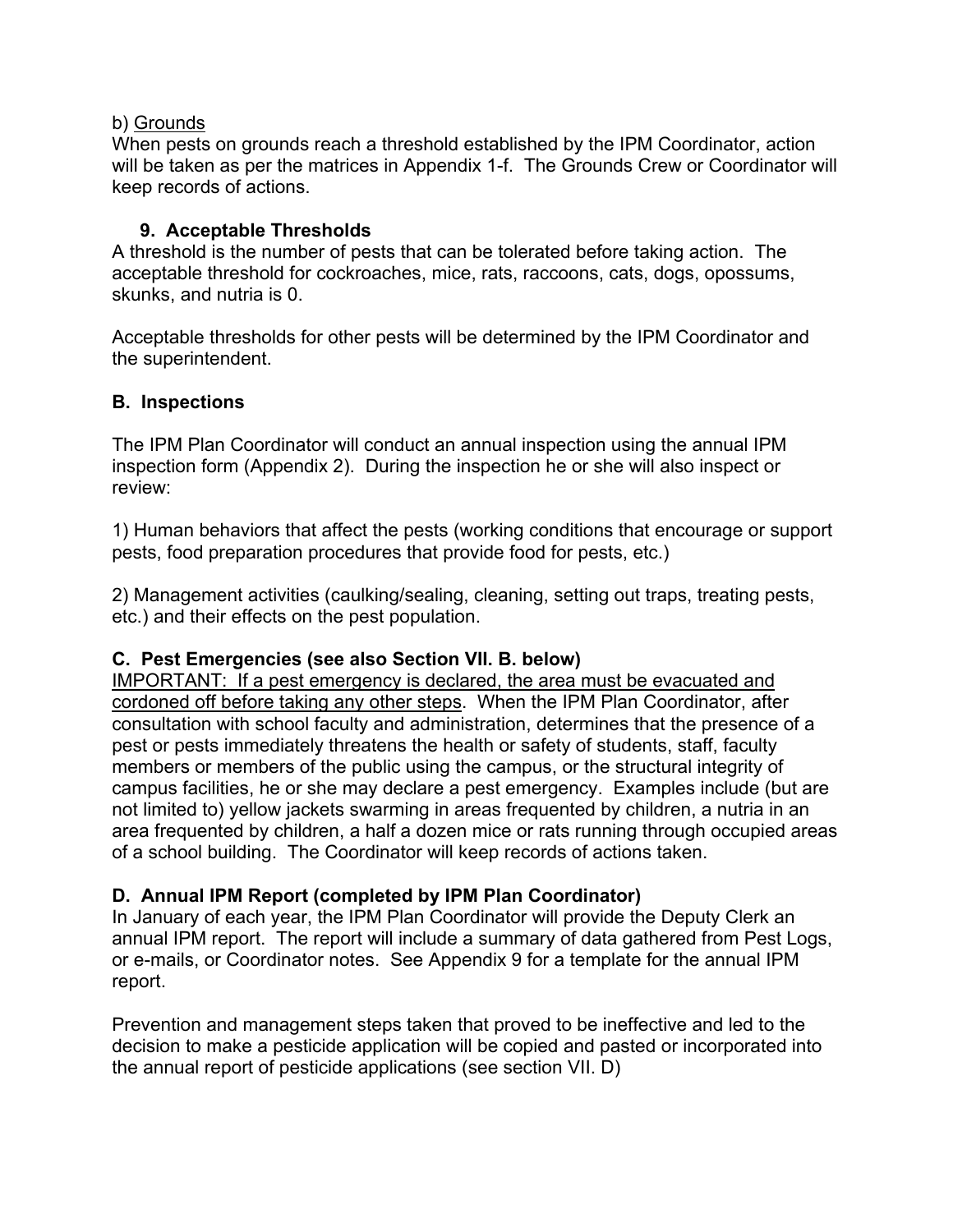b) Grounds

When pests on grounds reach a threshold established by the IPM Coordinator, action will be taken as per the matrices in Appendix 1-f. The Grounds Crew or Coordinator will keep records of actions.

### 9. Acceptable Thresholds

A threshold is the number of pests that can be tolerated before taking action. The acceptable threshold for cockroaches, mice, rats, raccoons, cats, dogs, opossums, skunks, and nutria is 0.

Acceptable thresholds for other pests will be determined by the IPM Coordinator and the superintendent.

## B. Inspections

The IPM Plan Coordinator will conduct an annual inspection using the annual IPM inspection form (Appendix 2). During the inspection he or she will also inspect or review:

1) Human behaviors that affect the pests (working conditions that encourage or support pests, food preparation procedures that provide food for pests, etc.)

2) Management activities (caulking/sealing, cleaning, setting out traps, treating pests, etc.) and their effects on the pest population.

## C. Pest Emergencies (see also Section VII. B. below)

IMPORTANT: If a pest emergency is declared, the area must be evacuated and cordoned off before taking any other steps. When the IPM Plan Coordinator, after consultation with school faculty and administration, determines that the presence of a pest or pests immediately threatens the health or safety of students, staff, faculty members or members of the public using the campus, or the structural integrity of campus facilities, he or she may declare a pest emergency. Examples include (but are not limited to) yellow jackets swarming in areas frequented by children, a nutria in an area frequented by children, a half a dozen mice or rats running through occupied areas of a school building. The Coordinator will keep records of actions taken.

## D. Annual IPM Report (completed by IPM Plan Coordinator)

In January of each year, the IPM Plan Coordinator will provide the Deputy Clerk an annual IPM report. The report will include a summary of data gathered from Pest Logs, or e-mails, or Coordinator notes. See Appendix 9 for a template for the annual IPM report.

Prevention and management steps taken that proved to be ineffective and led to the decision to make a pesticide application will be copied and pasted or incorporated into the annual report of pesticide applications (see section VII. D)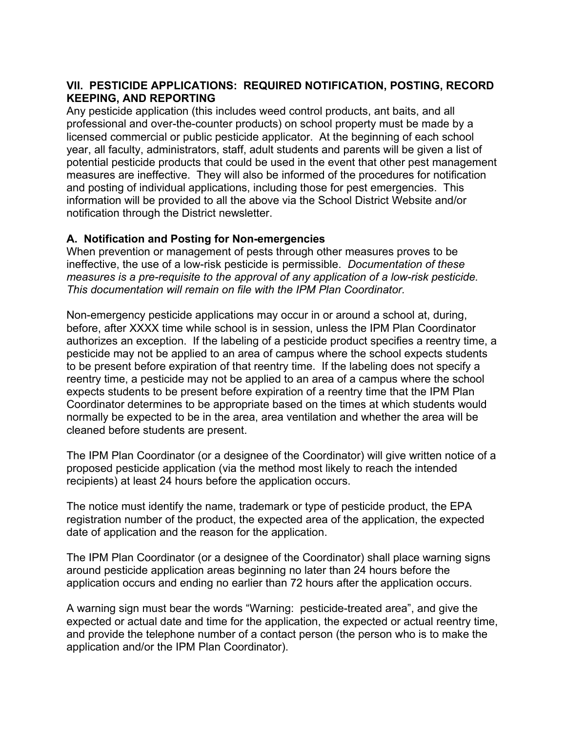## VII. PESTICIDE APPLICATIONS: REQUIRED NOTIFICATION, POSTING, RECORD KEEPING, AND REPORTING

Any pesticide application (this includes weed control products, ant baits, and all professional and over-the-counter products) on school property must be made by a licensed commercial or public pesticide applicator. At the beginning of each school year, all faculty, administrators, staff, adult students and parents will be given a list of potential pesticide products that could be used in the event that other pest management measures are ineffective. They will also be informed of the procedures for notification and posting of individual applications, including those for pest emergencies. This information will be provided to all the above via the School District Website and/or notification through the District newsletter.

### A. Notification and Posting for Non-emergencies

When prevention or management of pests through other measures proves to be ineffective, the use of a low-risk pesticide is permissible. *Documentation of these measures is a pre-requisite to the approval of any application of a low-risk pesticide. This documentation will remain on file with the IPM Plan Coordinator.*

Non-emergency pesticide applications may occur in or around a school at, during, before, after XXXX time while school is in session, unless the IPM Plan Coordinator authorizes an exception. If the labeling of a pesticide product specifies a reentry time, a pesticide may not be applied to an area of campus where the school expects students to be present before expiration of that reentry time. If the labeling does not specify a reentry time, a pesticide may not be applied to an area of a campus where the school expects students to be present before expiration of a reentry time that the IPM Plan Coordinator determines to be appropriate based on the times at which students would normally be expected to be in the area, area ventilation and whether the area will be cleaned before students are present.

The IPM Plan Coordinator (or a designee of the Coordinator) will give written notice of a proposed pesticide application (via the method most likely to reach the intended recipients) at least 24 hours before the application occurs.

The notice must identify the name, trademark or type of pesticide product, the EPA registration number of the product, the expected area of the application, the expected date of application and the reason for the application.

The IPM Plan Coordinator (or a designee of the Coordinator) shall place warning signs around pesticide application areas beginning no later than 24 hours before the application occurs and ending no earlier than 72 hours after the application occurs.

A warning sign must bear the words "Warning: pesticide-treated area", and give the expected or actual date and time for the application, the expected or actual reentry time, and provide the telephone number of a contact person (the person who is to make the application and/or the IPM Plan Coordinator).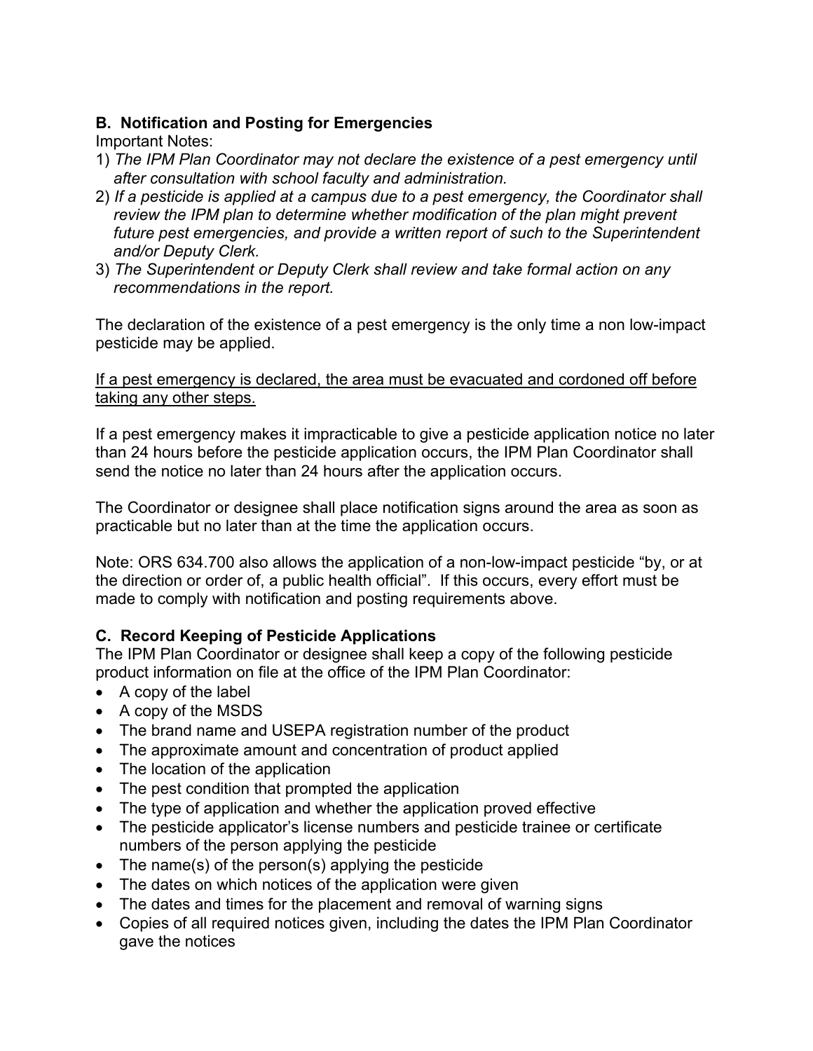### B. Notification and Posting for Emergencies

Important Notes:

1) *The IPM Plan Coordinator may not declare the existence of a pest emergency until after consultation with school faculty and administration.*
2) *If a pesticide is applied at a campus due to a pest emergency, the Coordinator shall review the IPM plan to determine whether modification of the plan might prevent future pest emergencies, and provide a written report of such to the Superintendent and/or Deputy Clerk.*
3) *The Superintendent or Deputy Clerk shall review and take formal action on any recommendations in the report.*

The declaration of the existence of a pest emergency is the only time a non low-impact pesticide may be applied.

<u>If a pest emergency is declared, the area must be evacuated and cordoned off before taking any other steps.</u>

If a pest emergency makes it impracticable to give a pesticide application notice no later than 24 hours before the pesticide application occurs, the IPM Plan Coordinator shall send the notice no later than 24 hours after the application occurs.

The Coordinator or designee shall place notification signs around the area as soon as practicable but no later than at the time the application occurs.

Note: ORS 634.700 also allows the application of a non-low-impact pesticide "by, or at the direction or order of, a public health official". If this occurs, every effort must be made to comply with notification and posting requirements above.

### C. Record Keeping of Pesticide Applications

The IPM Plan Coordinator or designee shall keep a copy of the following pesticide product information on file at the office of the IPM Plan Coordinator:

- A copy of the label
- A copy of the MSDS
- The brand name and USEPA registration number of the product
- The approximate amount and concentration of product applied
- The location of the application
- The pest condition that prompted the application
- The type of application and whether the application proved effective
- The pesticide applicator's license numbers and pesticide trainee or certificate numbers of the person applying the pesticide
- The name(s) of the person(s) applying the pesticide
- The dates on which notices of the application were given
- The dates and times for the placement and removal of warning signs
- Copies of all required notices given, including the dates the IPM Plan Coordinator gave the notices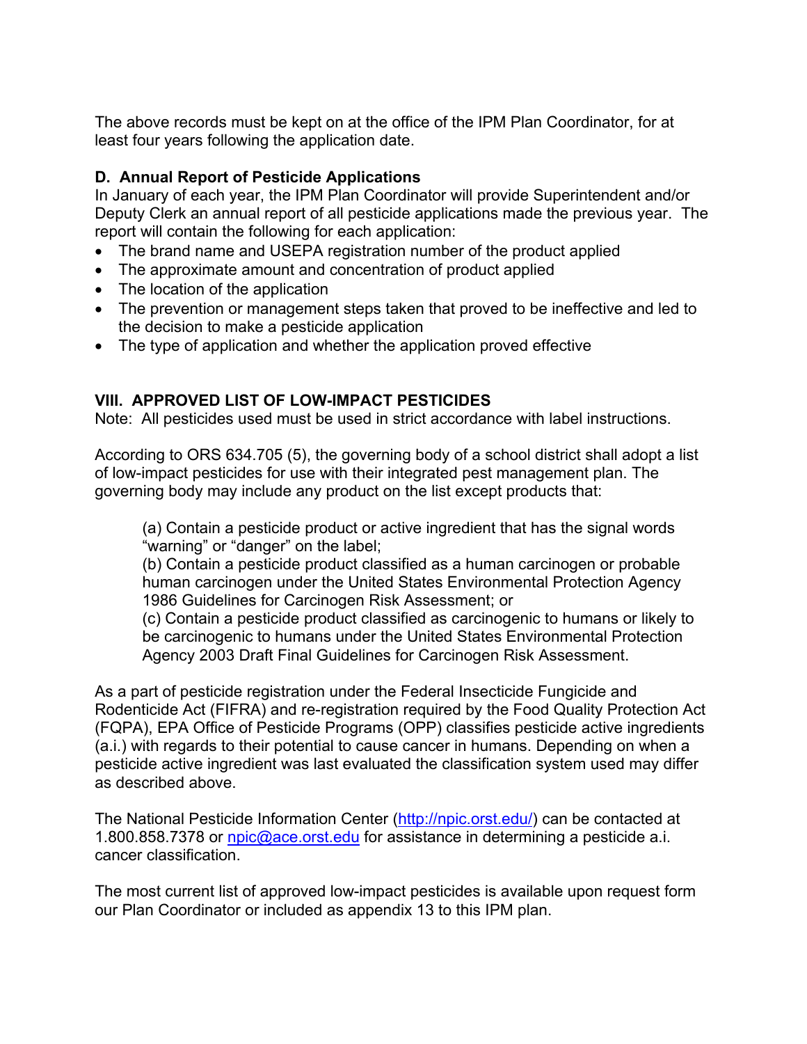The above records must be kept on at the office of the IPM Plan Coordinator, for at least four years following the application date.

### D. Annual Report of Pesticide Applications

In January of each year, the IPM Plan Coordinator will provide Superintendent and/or Deputy Clerk an annual report of all pesticide applications made the previous year. The report will contain the following for each application:

- The brand name and USEPA registration number of the product applied
- The approximate amount and concentration of product applied
- The location of the application
- The prevention or management steps taken that proved to be ineffective and led to the decision to make a pesticide application
- The type of application and whether the application proved effective

## VIII. APPROVED LIST OF LOW-IMPACT PESTICIDES

Note: All pesticides used must be used in strict accordance with label instructions.

According to ORS 634.705 (5), the governing body of a school district shall adopt a list of low-impact pesticides for use with their integrated pest management plan. The governing body may include any product on the list except products that:

> (a) Contain a pesticide product or active ingredient that has the signal words "warning" or "danger" on the label;
> (b) Contain a pesticide product classified as a human carcinogen or probable human carcinogen under the United States Environmental Protection Agency 1986 Guidelines for Carcinogen Risk Assessment; or
> (c) Contain a pesticide product classified as carcinogenic to humans or likely to be carcinogenic to humans under the United States Environmental Protection Agency 2003 Draft Final Guidelines for Carcinogen Risk Assessment.

As a part of pesticide registration under the Federal Insecticide Fungicide and Rodenticide Act (FIFRA) and re-registration required by the Food Quality Protection Act (FQPA), EPA Office of Pesticide Programs (OPP) classifies pesticide active ingredients (a.i.) with regards to their potential to cause cancer in humans. Depending on when a pesticide active ingredient was last evaluated the classification system used may differ as described above.

The National Pesticide Information Center (http://npic.orst.edu/) can be contacted at 1.800.858.7378 or npic@ace.orst.edu for assistance in determining a pesticide a.i. cancer classification.

The most current list of approved low-impact pesticides is available upon request form our Plan Coordinator or included as appendix 13 to this IPM plan.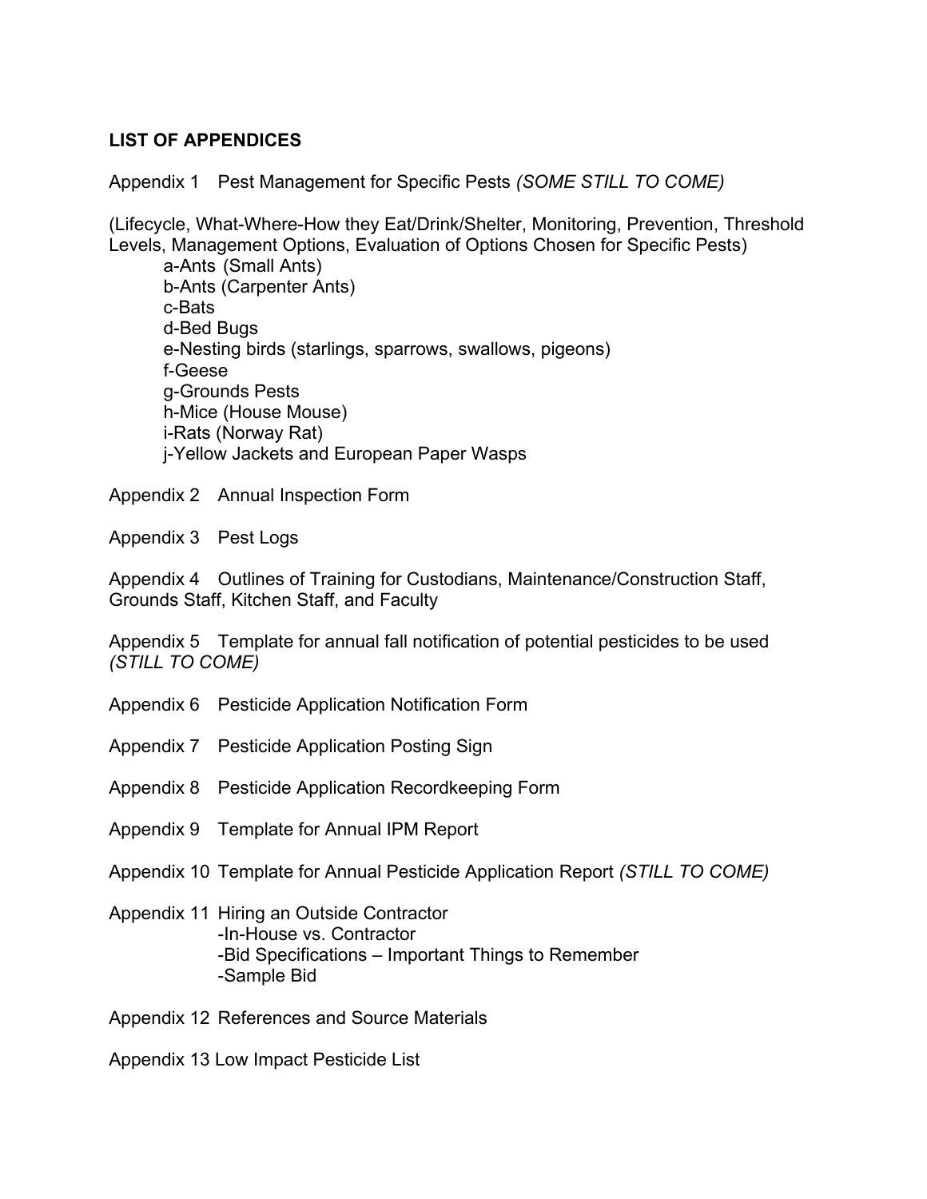**LIST OF APPENDICES**

Appendix 1 Pest Management for Specific Pests *(SOME STILL TO COME)*

(Lifecycle, What-Where-How they Eat/Drink/Shelter, Monitoring, Prevention, Threshold Levels, Management Options, Evaluation of Options Chosen for Specific Pests)

- a-Ants (Small Ants)
- b-Ants (Carpenter Ants)
- c-Bats
- d-Bed Bugs
- e-Nesting birds (starlings, sparrows, swallows, pigeons)
- f-Geese
- g-Grounds Pests
- h-Mice (House Mouse)
- i-Rats (Norway Rat)
- j-Yellow Jackets and European Paper Wasps

Appendix 2 Annual Inspection Form

Appendix 3 Pest Logs

Appendix 4 Outlines of Training for Custodians, Maintenance/Construction Staff, Grounds Staff, Kitchen Staff, and Faculty

Appendix 5 Template for annual fall notification of potential pesticides to be used *(STILL TO COME)*

Appendix 6 Pesticide Application Notification Form

Appendix 7 Pesticide Application Posting Sign

Appendix 8 Pesticide Application Recordkeeping Form

Appendix 9 Template for Annual IPM Report

Appendix 10 Template for Annual Pesticide Application Report *(STILL TO COME)*

Appendix 11 Hiring an Outside Contractor
- -In-House vs. Contractor
- -Bid Specifications – Important Things to Remember
- -Sample Bid

Appendix 12 References and Source Materials

Appendix 13 Low Impact Pesticide List